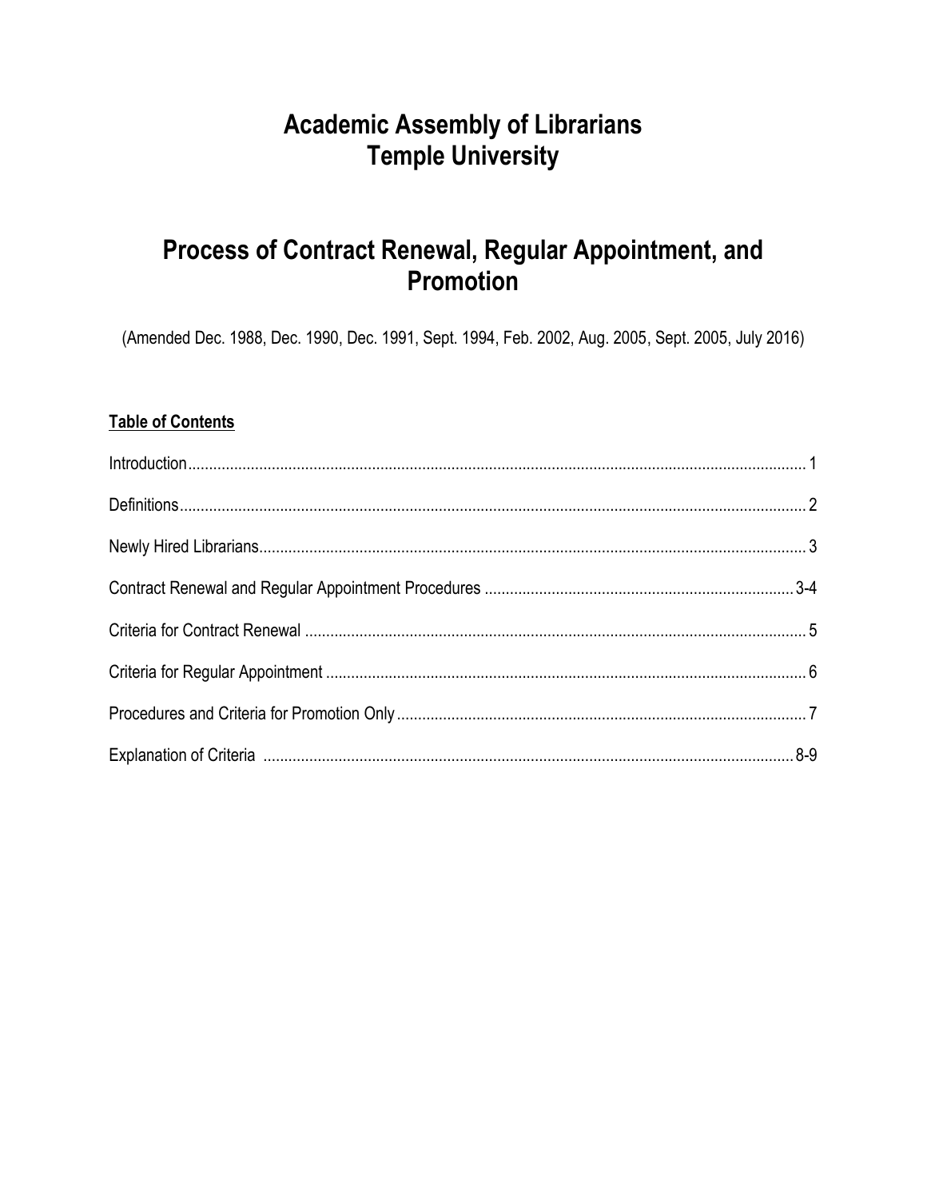# Academic Assembly of Librarians
# Temple University

# Process of Contract Renewal, Regular Appointment, and Promotion

(Amended Dec. 1988, Dec. 1990, Dec. 1991, Sept. 1994, Feb. 2002, Aug. 2005, Sept. 2005, July 2016)

**Table of Contents**

| Section | Page |
|---|---|
| Introduction | 1 |
| Definitions | 2 |
| Newly Hired Librarians | 3 |
| Contract Renewal and Regular Appointment Procedures | 3-4 |
| Criteria for Contract Renewal | 5 |
| Criteria for Regular Appointment | 6 |
| Procedures and Criteria for Promotion Only | 7 |
| Explanation of Criteria | 8-9 |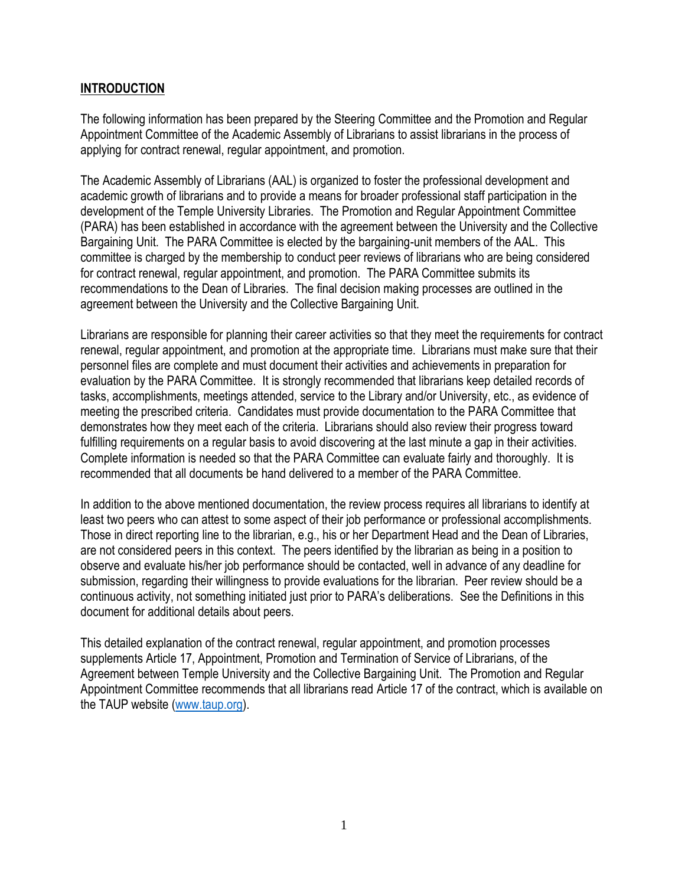## INTRODUCTION

The following information has been prepared by the Steering Committee and the Promotion and Regular Appointment Committee of the Academic Assembly of Librarians to assist librarians in the process of applying for contract renewal, regular appointment, and promotion.

The Academic Assembly of Librarians (AAL) is organized to foster the professional development and academic growth of librarians and to provide a means for broader professional staff participation in the development of the Temple University Libraries. The Promotion and Regular Appointment Committee (PARA) has been established in accordance with the agreement between the University and the Collective Bargaining Unit. The PARA Committee is elected by the bargaining-unit members of the AAL. This committee is charged by the membership to conduct peer reviews of librarians who are being considered for contract renewal, regular appointment, and promotion. The PARA Committee submits its recommendations to the Dean of Libraries. The final decision making processes are outlined in the agreement between the University and the Collective Bargaining Unit.

Librarians are responsible for planning their career activities so that they meet the requirements for contract renewal, regular appointment, and promotion at the appropriate time. Librarians must make sure that their personnel files are complete and must document their activities and achievements in preparation for evaluation by the PARA Committee. It is strongly recommended that librarians keep detailed records of tasks, accomplishments, meetings attended, service to the Library and/or University, etc., as evidence of meeting the prescribed criteria. Candidates must provide documentation to the PARA Committee that demonstrates how they meet each of the criteria. Librarians should also review their progress toward fulfilling requirements on a regular basis to avoid discovering at the last minute a gap in their activities. Complete information is needed so that the PARA Committee can evaluate fairly and thoroughly. It is recommended that all documents be hand delivered to a member of the PARA Committee.

In addition to the above mentioned documentation, the review process requires all librarians to identify at least two peers who can attest to some aspect of their job performance or professional accomplishments. Those in direct reporting line to the librarian, e.g., his or her Department Head and the Dean of Libraries, are not considered peers in this context. The peers identified by the librarian as being in a position to observe and evaluate his/her job performance should be contacted, well in advance of any deadline for submission, regarding their willingness to provide evaluations for the librarian. Peer review should be a continuous activity, not something initiated just prior to PARA's deliberations. See the Definitions in this document for additional details about peers.

This detailed explanation of the contract renewal, regular appointment, and promotion processes supplements Article 17, Appointment, Promotion and Termination of Service of Librarians, of the Agreement between Temple University and the Collective Bargaining Unit. The Promotion and Regular Appointment Committee recommends that all librarians read Article 17 of the contract, which is available on the TAUP website (www.taup.org).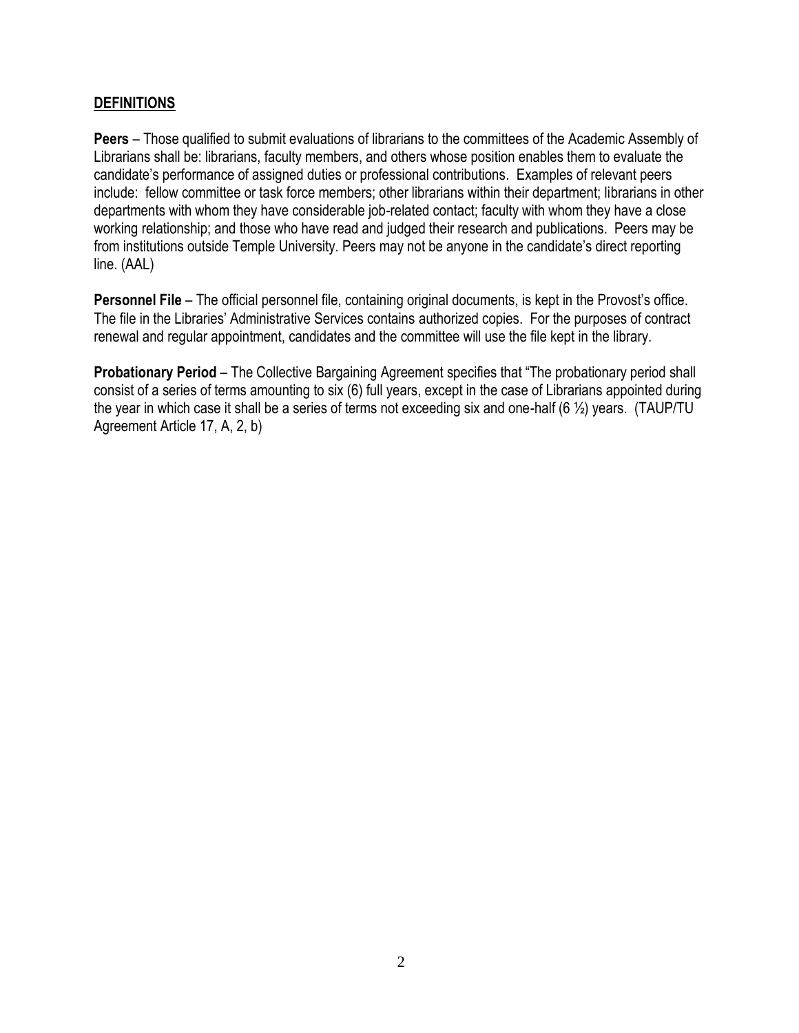## DEFINITIONS

**Peers** – Those qualified to submit evaluations of librarians to the committees of the Academic Assembly of Librarians shall be: librarians, faculty members, and others whose position enables them to evaluate the candidate's performance of assigned duties or professional contributions. Examples of relevant peers include: fellow committee or task force members; other librarians within their department; librarians in other departments with whom they have considerable job-related contact; faculty with whom they have a close working relationship; and those who have read and judged their research and publications. Peers may be from institutions outside Temple University. Peers may not be anyone in the candidate's direct reporting line. (AAL)

**Personnel File** – The official personnel file, containing original documents, is kept in the Provost's office. The file in the Libraries' Administrative Services contains authorized copies. For the purposes of contract renewal and regular appointment, candidates and the committee will use the file kept in the library.

**Probationary Period** – The Collective Bargaining Agreement specifies that "The probationary period shall consist of a series of terms amounting to six (6) full years, except in the case of Librarians appointed during the year in which case it shall be a series of terms not exceeding six and one-half (6 ½) years. (TAUP/TU Agreement Article 17, A, 2, b)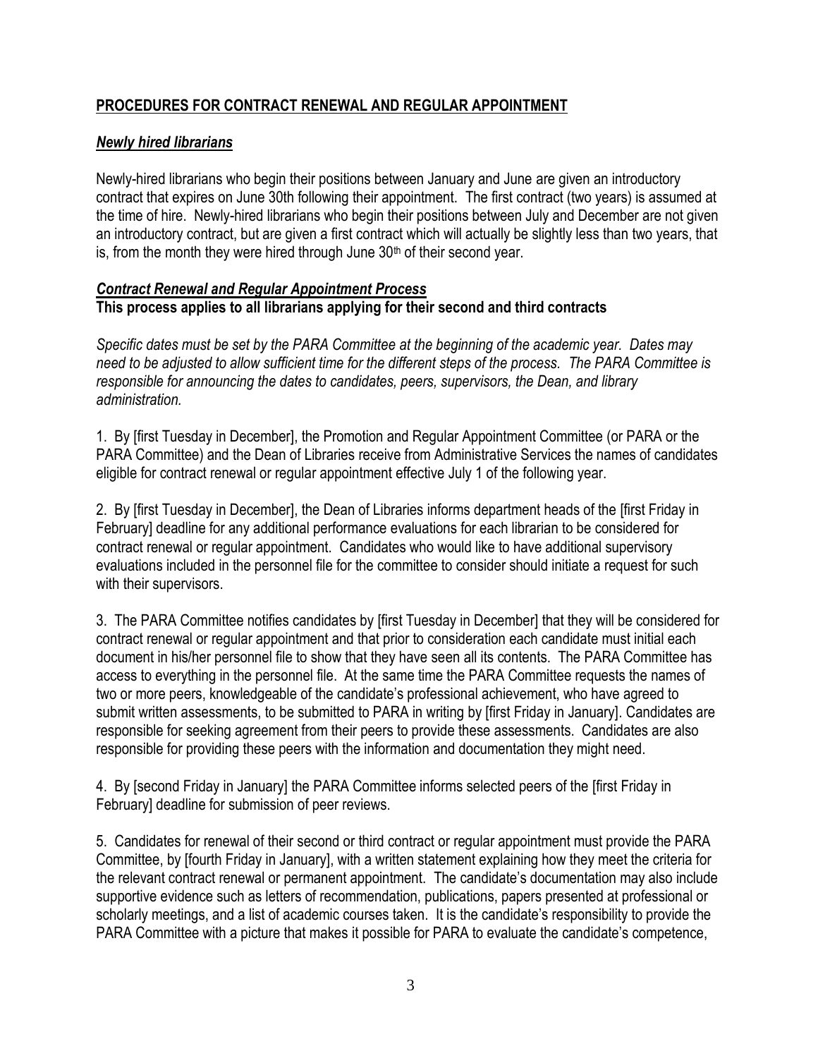## PROCEDURES FOR CONTRACT RENEWAL AND REGULAR APPOINTMENT

### *Newly hired librarians*

Newly-hired librarians who begin their positions between January and June are given an introductory contract that expires on June 30th following their appointment. The first contract (two years) is assumed at the time of hire. Newly-hired librarians who begin their positions between July and December are not given an introductory contract, but are given a first contract which will actually be slightly less than two years, that is, from the month they were hired through June 30th of their second year.

### *Contract Renewal and Regular Appointment Process*

**This process applies to all librarians applying for their second and third contracts**

*Specific dates must be set by the PARA Committee at the beginning of the academic year. Dates may need to be adjusted to allow sufficient time for the different steps of the process. The PARA Committee is responsible for announcing the dates to candidates, peers, supervisors, the Dean, and library administration.*

1. By [first Tuesday in December], the Promotion and Regular Appointment Committee (or PARA or the PARA Committee) and the Dean of Libraries receive from Administrative Services the names of candidates eligible for contract renewal or regular appointment effective July 1 of the following year.

2. By [first Tuesday in December], the Dean of Libraries informs department heads of the [first Friday in February] deadline for any additional performance evaluations for each librarian to be considered for contract renewal or regular appointment. Candidates who would like to have additional supervisory evaluations included in the personnel file for the committee to consider should initiate a request for such with their supervisors.

3. The PARA Committee notifies candidates by [first Tuesday in December] that they will be considered for contract renewal or regular appointment and that prior to consideration each candidate must initial each document in his/her personnel file to show that they have seen all its contents. The PARA Committee has access to everything in the personnel file. At the same time the PARA Committee requests the names of two or more peers, knowledgeable of the candidate's professional achievement, who have agreed to submit written assessments, to be submitted to PARA in writing by [first Friday in January]. Candidates are responsible for seeking agreement from their peers to provide these assessments. Candidates are also responsible for providing these peers with the information and documentation they might need.

4. By [second Friday in January] the PARA Committee informs selected peers of the [first Friday in February] deadline for submission of peer reviews.

5. Candidates for renewal of their second or third contract or regular appointment must provide the PARA Committee, by [fourth Friday in January], with a written statement explaining how they meet the criteria for the relevant contract renewal or permanent appointment. The candidate's documentation may also include supportive evidence such as letters of recommendation, publications, papers presented at professional or scholarly meetings, and a list of academic courses taken. It is the candidate's responsibility to provide the PARA Committee with a picture that makes it possible for PARA to evaluate the candidate's competence,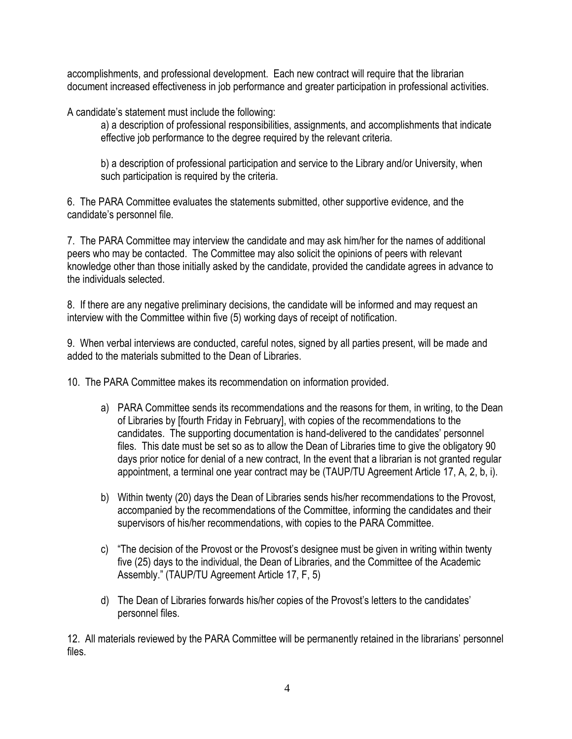accomplishments, and professional development. Each new contract will require that the librarian document increased effectiveness in job performance and greater participation in professional activities.

A candidate's statement must include the following:

> a) a description of professional responsibilities, assignments, and accomplishments that indicate effective job performance to the degree required by the relevant criteria.
>
> b) a description of professional participation and service to the Library and/or University, when such participation is required by the criteria.

6. The PARA Committee evaluates the statements submitted, other supportive evidence, and the candidate's personnel file.

7. The PARA Committee may interview the candidate and may ask him/her for the names of additional peers who may be contacted. The Committee may also solicit the opinions of peers with relevant knowledge other than those initially asked by the candidate, provided the candidate agrees in advance to the individuals selected.

8. If there are any negative preliminary decisions, the candidate will be informed and may request an interview with the Committee within five (5) working days of receipt of notification.

9. When verbal interviews are conducted, careful notes, signed by all parties present, will be made and added to the materials submitted to the Dean of Libraries.

10. The PARA Committee makes its recommendation on information provided.

   a) PARA Committee sends its recommendations and the reasons for them, in writing, to the Dean of Libraries by [fourth Friday in February], with copies of the recommendations to the candidates. The supporting documentation is hand-delivered to the candidates' personnel files. This date must be set so as to allow the Dean of Libraries time to give the obligatory 90 days prior notice for denial of a new contract, In the event that a librarian is not granted regular appointment, a terminal one year contract may be (TAUP/TU Agreement Article 17, A, 2, b, i).

   b) Within twenty (20) days the Dean of Libraries sends his/her recommendations to the Provost, accompanied by the recommendations of the Committee, informing the candidates and their supervisors of his/her recommendations, with copies to the PARA Committee.

   c) "The decision of the Provost or the Provost's designee must be given in writing within twenty five (25) days to the individual, the Dean of Libraries, and the Committee of the Academic Assembly." (TAUP/TU Agreement Article 17, F, 5)

   d) The Dean of Libraries forwards his/her copies of the Provost's letters to the candidates' personnel files.

12. All materials reviewed by the PARA Committee will be permanently retained in the librarians' personnel files.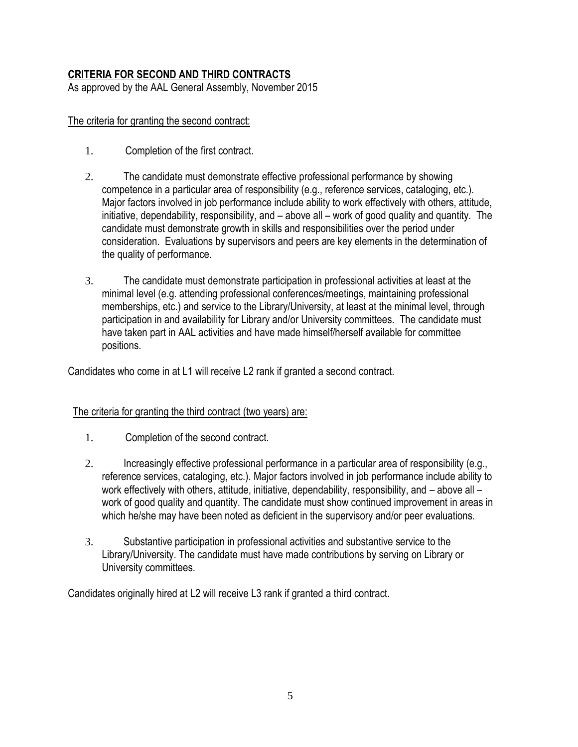## **CRITERIA FOR SECOND AND THIRD CONTRACTS**

As approved by the AAL General Assembly, November 2015

The criteria for granting the second contract:

1. Completion of the first contract.

2. The candidate must demonstrate effective professional performance by showing competence in a particular area of responsibility (e.g., reference services, cataloging, etc.). Major factors involved in job performance include ability to work effectively with others, attitude, initiative, dependability, responsibility, and – above all – work of good quality and quantity. The candidate must demonstrate growth in skills and responsibilities over the period under consideration. Evaluations by supervisors and peers are key elements in the determination of the quality of performance.

3. The candidate must demonstrate participation in professional activities at least at the minimal level (e.g. attending professional conferences/meetings, maintaining professional memberships, etc.) and service to the Library/University, at least at the minimal level, through participation in and availability for Library and/or University committees. The candidate must have taken part in AAL activities and have made himself/herself available for committee positions.

Candidates who come in at L1 will receive L2 rank if granted a second contract.

The criteria for granting the third contract (two years) are:

1. Completion of the second contract.

2. Increasingly effective professional performance in a particular area of responsibility (e.g., reference services, cataloging, etc.). Major factors involved in job performance include ability to work effectively with others, attitude, initiative, dependability, responsibility, and – above all – work of good quality and quantity. The candidate must show continued improvement in areas in which he/she may have been noted as deficient in the supervisory and/or peer evaluations.

3. Substantive participation in professional activities and substantive service to the Library/University. The candidate must have made contributions by serving on Library or University committees.

Candidates originally hired at L2 will receive L3 rank if granted a third contract.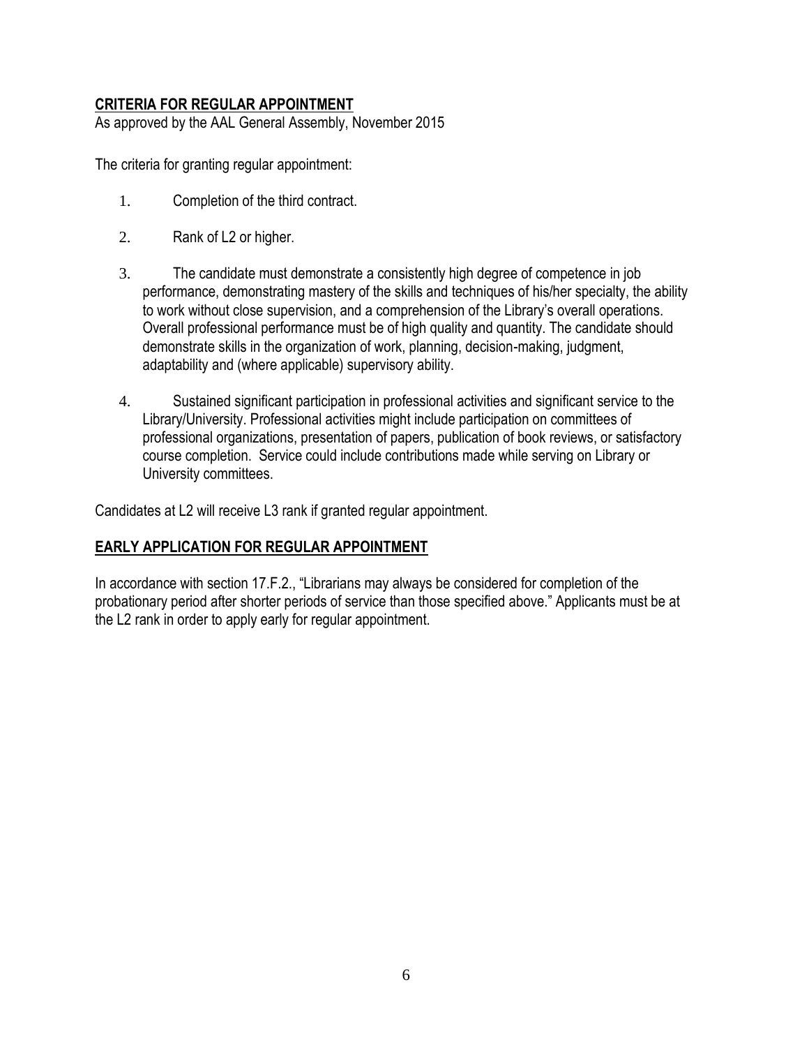## CRITERIA FOR REGULAR APPOINTMENT

As approved by the AAL General Assembly, November 2015

The criteria for granting regular appointment:

1. Completion of the third contract.

2. Rank of L2 or higher.

3. The candidate must demonstrate a consistently high degree of competence in job performance, demonstrating mastery of the skills and techniques of his/her specialty, the ability to work without close supervision, and a comprehension of the Library's overall operations. Overall professional performance must be of high quality and quantity. The candidate should demonstrate skills in the organization of work, planning, decision-making, judgment, adaptability and (where applicable) supervisory ability.

4. Sustained significant participation in professional activities and significant service to the Library/University. Professional activities might include participation on committees of professional organizations, presentation of papers, publication of book reviews, or satisfactory course completion. Service could include contributions made while serving on Library or University committees.

Candidates at L2 will receive L3 rank if granted regular appointment.

## EARLY APPLICATION FOR REGULAR APPOINTMENT

In accordance with section 17.F.2., "Librarians may always be considered for completion of the probationary period after shorter periods of service than those specified above." Applicants must be at the L2 rank in order to apply early for regular appointment.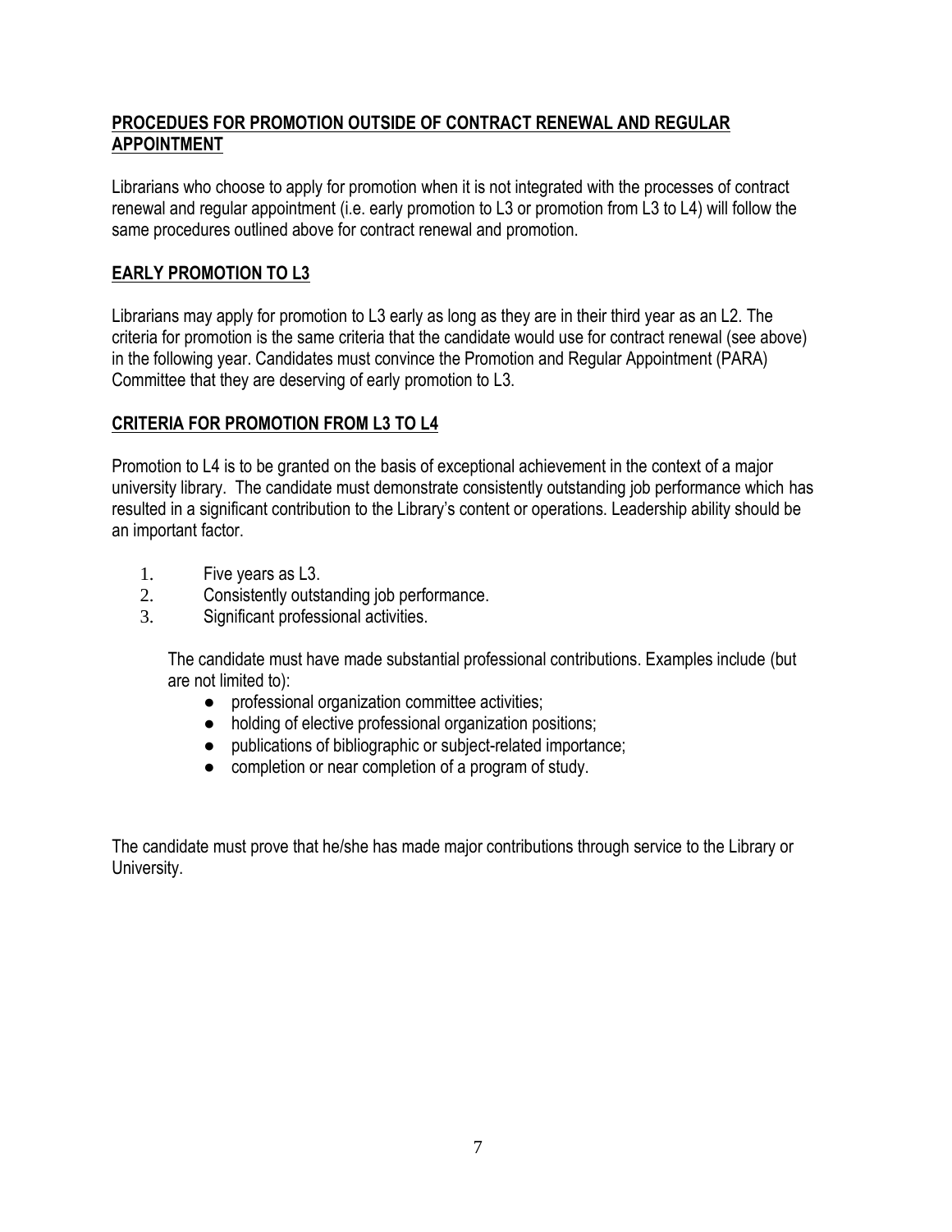## PROCEDUES FOR PROMOTION OUTSIDE OF CONTRACT RENEWAL AND REGULAR APPOINTMENT

Librarians who choose to apply for promotion when it is not integrated with the processes of contract renewal and regular appointment (i.e. early promotion to L3 or promotion from L3 to L4) will follow the same procedures outlined above for contract renewal and promotion.

## EARLY PROMOTION TO L3

Librarians may apply for promotion to L3 early as long as they are in their third year as an L2. The criteria for promotion is the same criteria that the candidate would use for contract renewal (see above) in the following year. Candidates must convince the Promotion and Regular Appointment (PARA) Committee that they are deserving of early promotion to L3.

## CRITERIA FOR PROMOTION FROM L3 TO L4

Promotion to L4 is to be granted on the basis of exceptional achievement in the context of a major university library. The candidate must demonstrate consistently outstanding job performance which has resulted in a significant contribution to the Library's content or operations. Leadership ability should be an important factor.

1. Five years as L3.
2. Consistently outstanding job performance.
3. Significant professional activities.

   The candidate must have made substantial professional contributions. Examples include (but are not limited to):

   - professional organization committee activities;
   - holding of elective professional organization positions;
   - publications of bibliographic or subject-related importance;
   - completion or near completion of a program of study.

The candidate must prove that he/she has made major contributions through service to the Library or University.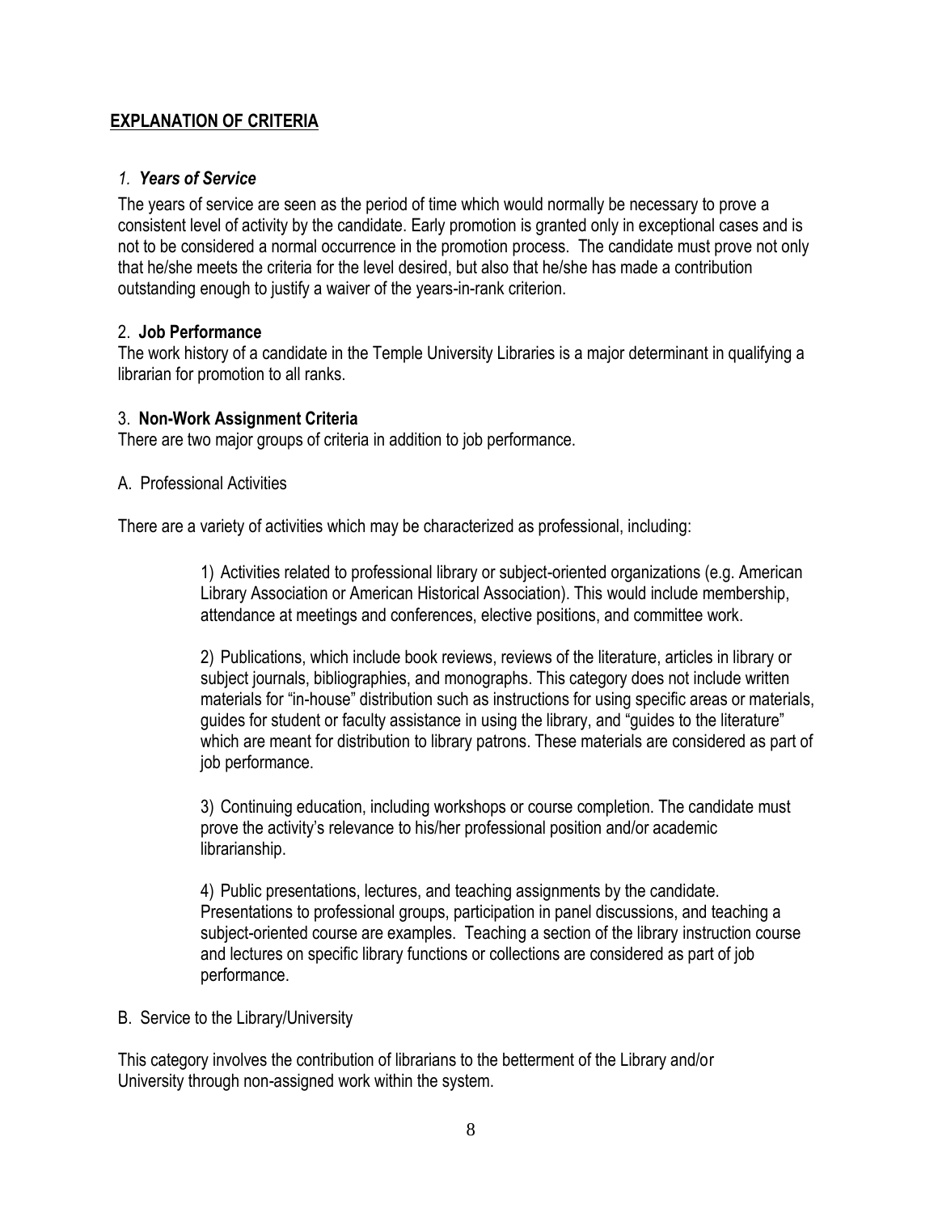## EXPLANATION OF CRITERIA

### *1. Years of Service*

The years of service are seen as the period of time which would normally be necessary to prove a consistent level of activity by the candidate. Early promotion is granted only in exceptional cases and is not to be considered a normal occurrence in the promotion process. The candidate must prove not only that he/she meets the criteria for the level desired, but also that he/she has made a contribution outstanding enough to justify a waiver of the years-in-rank criterion.

### 2. **Job Performance**

The work history of a candidate in the Temple University Libraries is a major determinant in qualifying a librarian for promotion to all ranks.

### 3. **Non-Work Assignment Criteria**

There are two major groups of criteria in addition to job performance.

A. Professional Activities

There are a variety of activities which may be characterized as professional, including:

1) Activities related to professional library or subject-oriented organizations (e.g. American Library Association or American Historical Association). This would include membership, attendance at meetings and conferences, elective positions, and committee work.

2) Publications, which include book reviews, reviews of the literature, articles in library or subject journals, bibliographies, and monographs. This category does not include written materials for "in-house" distribution such as instructions for using specific areas or materials, guides for student or faculty assistance in using the library, and "guides to the literature" which are meant for distribution to library patrons. These materials are considered as part of job performance.

3) Continuing education, including workshops or course completion. The candidate must prove the activity's relevance to his/her professional position and/or academic librarianship.

4) Public presentations, lectures, and teaching assignments by the candidate. Presentations to professional groups, participation in panel discussions, and teaching a subject-oriented course are examples. Teaching a section of the library instruction course and lectures on specific library functions or collections are considered as part of job performance.

B. Service to the Library/University

This category involves the contribution of librarians to the betterment of the Library and/or University through non-assigned work within the system.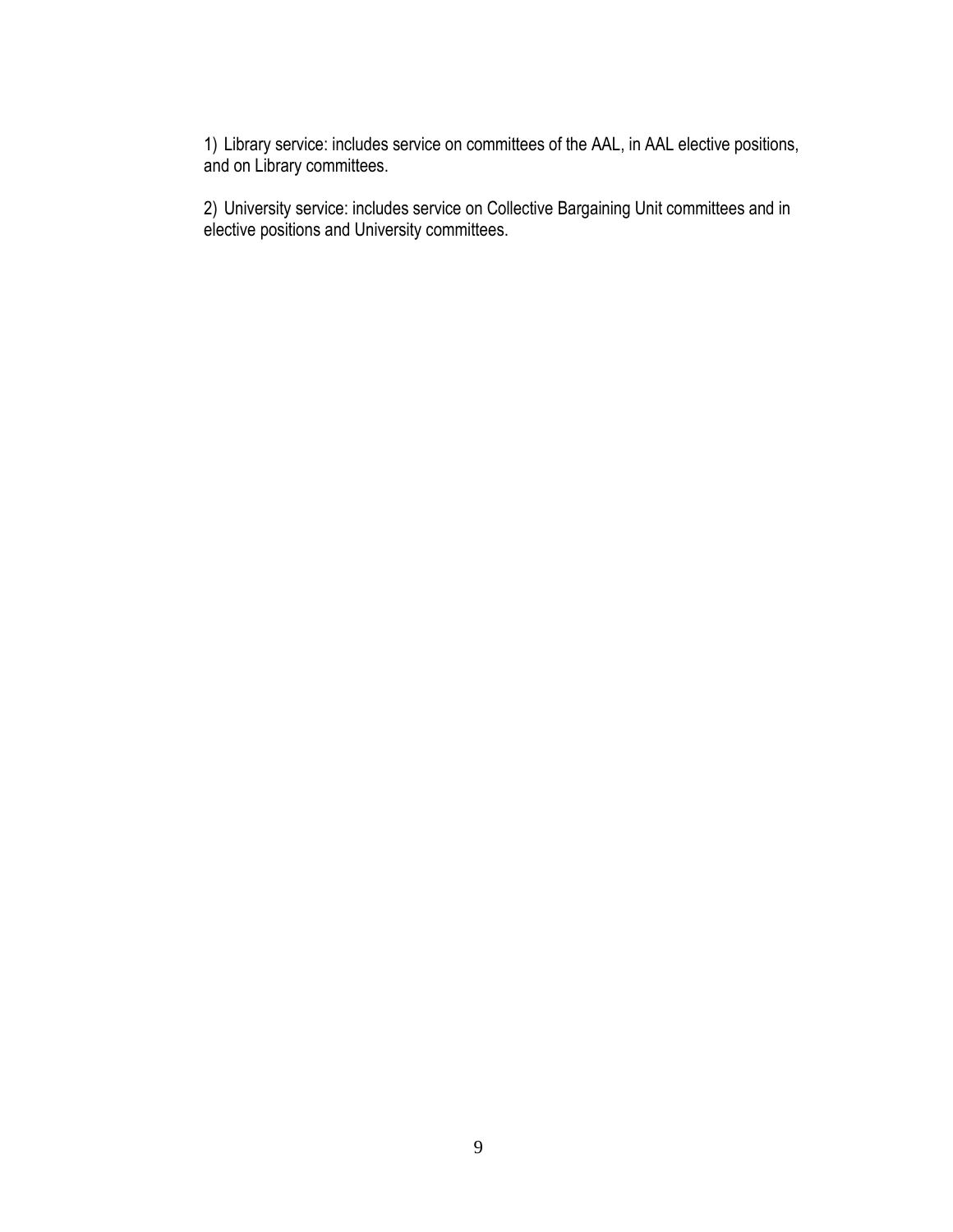1) Library service: includes service on committees of the AAL, in AAL elective positions, and on Library committees.

2) University service: includes service on Collective Bargaining Unit committees and in elective positions and University committees.